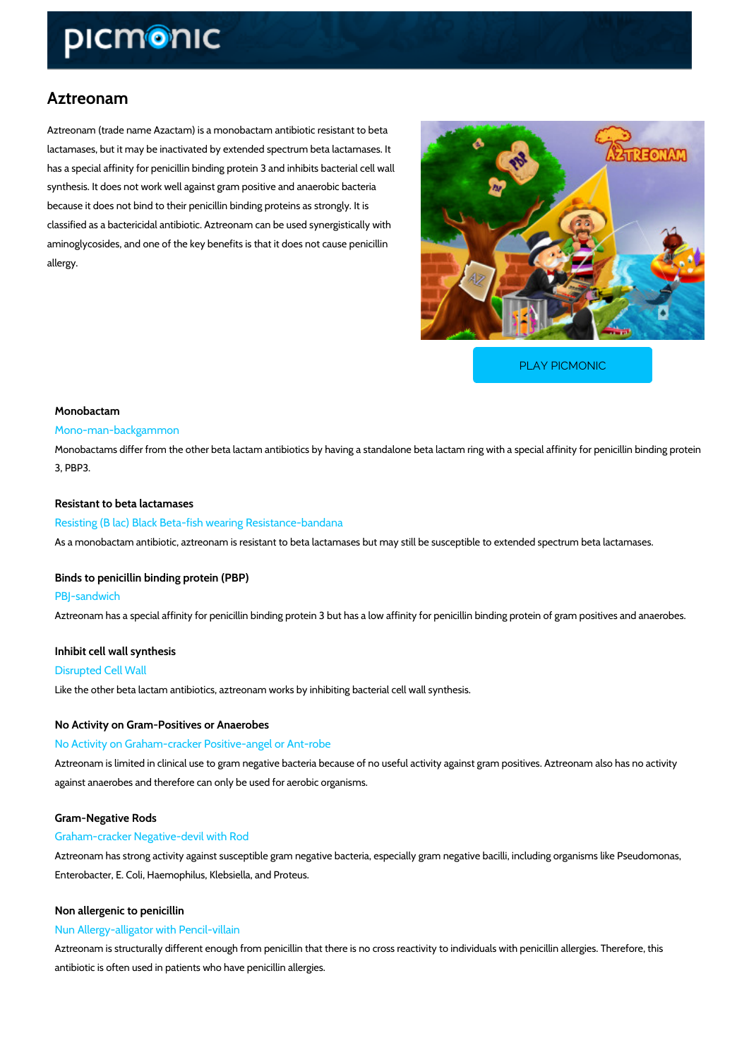# Aztreonam

Aztreonam (trade name Azactam) is a monobactam antibiotic resistant to beta lactamases, but it may be inactivated by extended spectrum beta lactamases. It has a special affinity for penicillin binding protein 3 and inhibits bacterial cell wall synthesis. It does not work well against gram positive and anaerobic bacteria because it does not bind to their penicillin binding proteins as strongly. It is classified as a bactericidal antibiotic. Aztreonam can be used synergistically with aminoglycosides, and one of the key benefits is that it does not cause penicillin allergy.

PLAY PICMONIC

### Monobactam

Mono-man-backgammon

Monobactams differ from the other beta lactam antibiotics by having a standalone beta lactam ring with a special affinity for penicillin binding protein 3, PBP3.

### Resistant to beta lactamases

Resisting (B lac) Black Beta-fish wearing Resistance-bandana

As a monobactam antibiotic, aztreonam is resistant to beta lactamases but may still be susceptible to extended spectrum beta lactamases.

### Binds to penicillin binding protein (PBP)

PBJ-sandwich

Aztreonam has a special affinity for penicillin binding protein 3 but has a low affinity for penicillin binding protein of gram positives and anaerobes.

### Inhibit cell wall synthesis

Disrupted Cell Wall

Like the other beta lactam antibiotics, aztreonam works by inhibiting bacterial cell wall synthesis.

### No Activity on Gram-Positives or Anaerobes

No Activity on Graham-cracker Positive-angel or Ant-robe

Aztreonam is limited in clinical use to gram negative bacteria because of no useful activity against gram positives. Aztreonam also has no activity against anaerobes and therefore can only be used for aerobic organisms.

### Gram-Negative Rods

Graham-cracker Negative-devil with Rod

Aztreonam has strong activity against susceptible gram negative bacteria, especially gram negative bacilli, including organisms like Pseudomonas, Enterobacter, E. Coli, Haemophilus, Klebsiella, and Proteus.

### Non allergenic to penicillin

Nun Allergy-alligator with Pencil-villain

Aztreonam is structurally different enough from penicillin that there is no cross reactivity to individuals with penicillin allergies. Therefore, this antibiotic is often used in patients who have penicillin allergies.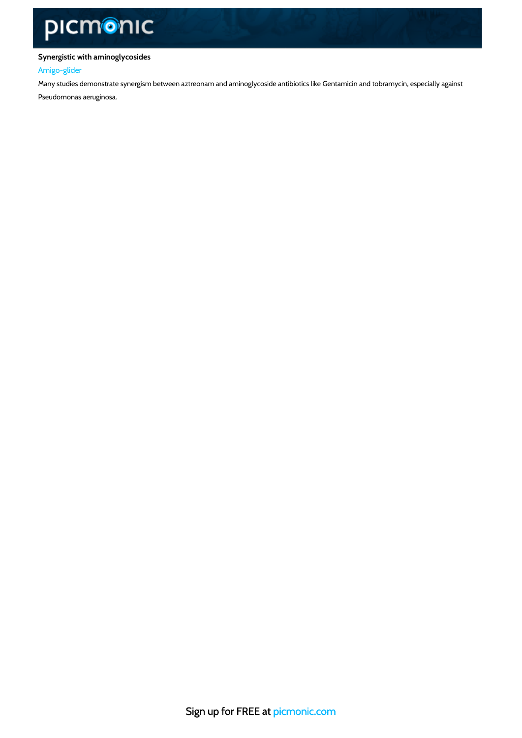**Synergistic with aminoglycosides**

Amigo-glider

Many studies demonstrate synergism between aztreonam and aminoglycoside antibiotics like Gentamicin and tobramycin, especially against Pseudomonas aeruginosa.